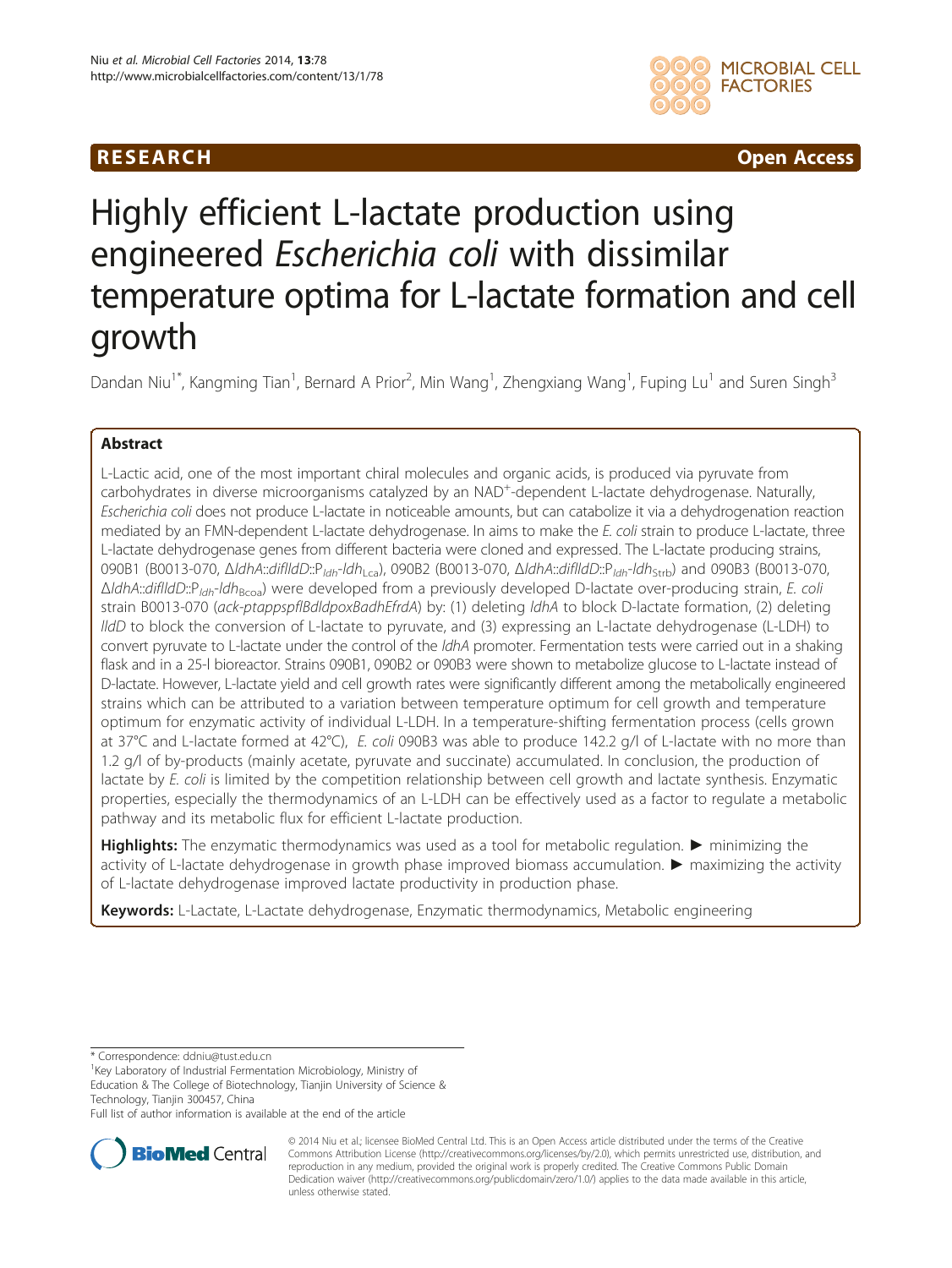RESEARCH Open Access

# Highly efficient L-lactate production using engineered *Escherichia coli* with dissimilar temperature optima for L-lactate formation and cell growth

Dandan Niu[1*], Kangming Tian[1], Bernard A Prior[2], Min Wang[1], Zhengxiang Wang[1], Fuping Lu[1] and Suren Singh[3]

## Abstract

L-Lactic acid, one of the most important chiral molecules and organic acids, is produced via pyruvate from carbohydrates in diverse microorganisms catalyzed by an $NAD^+$-dependent L-lactate dehydrogenase. Naturally, *Escherichia coli* does not produce L-lactate in noticeable amounts, but can catabolize it via a dehydrogenation reaction mediated by an FMN-dependent L-lactate dehydrogenase. In aims to make the *E. coli* strain to produce L-lactate, three L-lactate dehydrogenase genes from different bacteria were cloned and expressed. The L-lactate producing strains, 090B1 (B0013-070, Δ*ldhA*::*diflldD*::$P_{ldh}$-$ldh_{Lca}$), 090B2 (B0013-070, Δ*ldhA*::*diflldD*::$P_{ldh}$-$ldh_{Strb}$) and 090B3 (B0013-070, Δ*ldhA*::*diflldD*::$P_{ldh}$-$ldh_{Bcoa}$) were developed from a previously developed D-lactate over-producing strain, *E. coli* strain B0013-070 (*ack-ptappspflBdldpoxBadhEfrdA*) by: (1) deleting *ldhA* to block D-lactate formation, (2) deleting *lldD* to block the conversion of L-lactate to pyruvate, and (3) expressing an L-lactate dehydrogenase (L-LDH) to convert pyruvate to L-lactate under the control of the *ldhA* promoter. Fermentation tests were carried out in a shaking flask and in a 25-l bioreactor. Strains 090B1, 090B2 or 090B3 were shown to metabolize glucose to L-lactate instead of D-lactate. However, L-lactate yield and cell growth rates were significantly different among the metabolically engineered strains which can be attributed to a variation between temperature optimum for cell growth and temperature optimum for enzymatic activity of individual L-LDH. In a temperature-shifting fermentation process (cells grown at 37°C and L-lactate formed at 42°C), *E. coli* 090B3 was able to produce 142.2 g/l of L-lactate with no more than 1.2 g/l of by-products (mainly acetate, pyruvate and succinate) accumulated. In conclusion, the production of lactate by *E. coli* is limited by the competition relationship between cell growth and lactate synthesis. Enzymatic properties, especially the thermodynamics of an L-LDH can be effectively used as a factor to regulate a metabolic pathway and its metabolic flux for efficient L-lactate production.

**Highlights:** The enzymatic thermodynamics was used as a tool for metabolic regulation. ► minimizing the activity of L-lactate dehydrogenase in growth phase improved biomass accumulation. ► maximizing the activity of L-lactate dehydrogenase improved lactate productivity in production phase.

**Keywords:** L-Lactate, L-Lactate dehydrogenase, Enzymatic thermodynamics, Metabolic engineering

* Correspondence: ddniu@tust.edu.cn
[1]Key Laboratory of Industrial Fermentation Microbiology, Ministry of Education & The College of Biotechnology, Tianjin University of Science & Technology, Tianjin 300457, China
Full list of author information is available at the end of the article

© 2014 Niu et al.; licensee BioMed Central Ltd. This is an Open Access article distributed under the terms of the Creative Commons Attribution License (http://creativecommons.org/licenses/by/2.0), which permits unrestricted use, distribution, and reproduction in any medium, provided the original work is properly credited. The Creative Commons Public Domain Dedication waiver (http://creativecommons.org/publicdomain/zero/1.0/) applies to the data made available in this article, unless otherwise stated.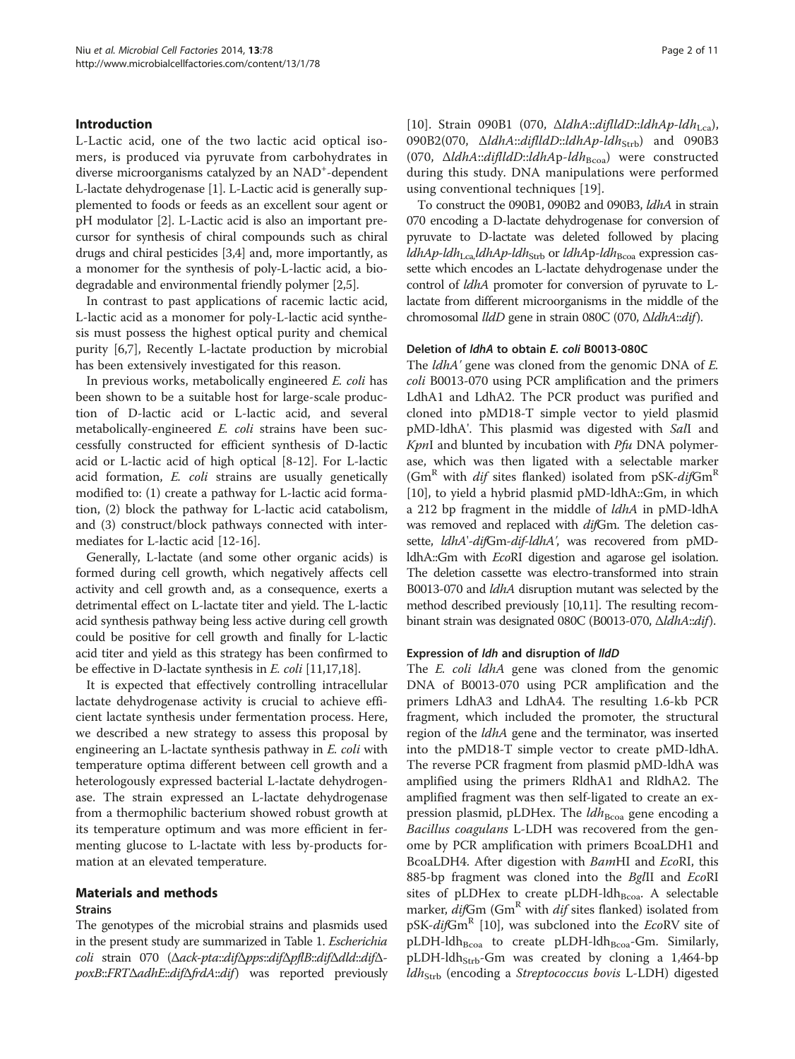## Introduction

L-Lactic acid, one of the two lactic acid optical isomers, is produced via pyruvate from carbohydrates in diverse microorganisms catalyzed by an $NAD^+$-dependent L-lactate dehydrogenase [1]. L-Lactic acid is generally supplemented to foods or feeds as an excellent sour agent or pH modulator [2]. L-Lactic acid is also an important precursor for synthesis of chiral compounds such as chiral drugs and chiral pesticides [3,4] and, more importantly, as a monomer for the synthesis of poly-L-lactic acid, a biodegradable and environmental friendly polymer [2,5].

In contrast to past applications of racemic lactic acid, L-lactic acid as a monomer for poly-L-lactic acid synthesis must possess the highest optical purity and chemical purity [6,7], Recently L-lactate production by microbial has been extensively investigated for this reason.

In previous works, metabolically engineered *E. coli* has been shown to be a suitable host for large-scale production of D-lactic acid or L-lactic acid, and several metabolically-engineered *E. coli* strains have been successfully constructed for efficient synthesis of D-lactic acid or L-lactic acid of high optical [8-12]. For L-lactic acid formation, *E. coli* strains are usually genetically modified to: (1) create a pathway for L-lactic acid formation, (2) block the pathway for L-lactic acid catabolism, and (3) construct/block pathways connected with intermediates for L-lactic acid [12-16].

Generally, L-lactate (and some other organic acids) is formed during cell growth, which negatively affects cell activity and cell growth and, as a consequence, exerts a detrimental effect on L-lactate titer and yield. The L-lactic acid synthesis pathway being less active during cell growth could be positive for cell growth and finally for L-lactic acid titer and yield as this strategy has been confirmed to be effective in D-lactate synthesis in *E. coli* [11,17,18].

It is expected that effectively controlling intracellular lactate dehydrogenase activity is crucial to achieve efficient lactate synthesis under fermentation process. Here, we described a new strategy to assess this proposal by engineering an L-lactate synthesis pathway in *E. coli* with temperature optima different between cell growth and a heterologously expressed bacterial L-lactate dehydrogenase. The strain expressed an L-lactate dehydrogenase from a thermophilic bacterium showed robust growth at its temperature optimum and was more efficient in fermenting glucose to L-lactate with less by-products formation at an elevated temperature.

## Materials and methods

### Strains

The genotypes of the microbial strains and plasmids used in the present study are summarized in Table 1. *Escherichia coli* strain 070 (Δ*ack-pta*::*dif*Δ*pps*::*dif*Δ*pflB*::*dif*Δ*dld*::*dif*Δ*poxB*::*FRT*Δ*adhE*::*dif*Δ*frdA*::*dif*) was reported previously [10]. Strain 090B1 (070, Δ*ldhA*::*dif*Δ*lldD*::*ldhAp*-$ldh_{Lca}$), 090B2(070, Δ*ldhA*::*dif*Δ*lldD*::*ldhAp*-$ldh_{Strb}$) and 090B3 (070, Δ*ldhA*::*dif*Δ*lldD*::*ldhA*p-$ldh_{Bcoa}$) were constructed during this study. DNA manipulations were performed using conventional techniques [19].

To construct the 090B1, 090B2 and 090B3, *ldhA* in strain 070 encoding a D-lactate dehydrogenase for conversion of pyruvate to D-lactate was deleted followed by placing *ldhAp*-$ldh_{Lca}$,*ldhAp*-$ldh_{Strb}$ or *ldhA*p-$ldh_{Bcoa}$ expression cassette which encodes an L-lactate dehydrogenase under the control of *ldhA* promoter for conversion of pyruvate to L-lactate from different microorganisms in the middle of the chromosomal *lldD* gene in strain 080C (070, Δ*ldhA*::*dif*).

### Deletion of *ldhA* to obtain *E. coli* B0013-080C

The *ldhA'* gene was cloned from the genomic DNA of *E. coli* B0013-070 using PCR amplification and the primers LdhA1 and LdhA2. The PCR product was purified and cloned into pMD18-T simple vector to yield plasmid pMD-ldhA'. This plasmid was digested with *Sal*I and *Kpn*I and blunted by incubation with *Pfu* DNA polymerase, which was then ligated with a selectable marker ($Gm^R$ with *dif* sites flanked) isolated from pSK-*dif*$Gm^R$ [10], to yield a hybrid plasmid pMD-ldhA::Gm, in which a 212 bp fragment in the middle of *ldhA* in pMD-ldhA was removed and replaced with *dif*Gm. The deletion cassette, *ldhA*'-*dif*Gm-*dif*-*ldhA*', was recovered from pMD-ldhA::Gm with *Eco*RI digestion and agarose gel isolation. The deletion cassette was electro-transformed into strain B0013-070 and *ldhA* disruption mutant was selected by the method described previously [10,11]. The resulting recombinant strain was designated 080C (B0013-070, Δ*ldhA*::*dif*).

### Expression of *ldh* and disruption of *lldD*

The *E. coli ldhA* gene was cloned from the genomic DNA of B0013-070 using PCR amplification and the primers LdhA3 and LdhA4. The resulting 1.6-kb PCR fragment, which included the promoter, the structural region of the *ldhA* gene and the terminator, was inserted into the pMD18-T simple vector to create pMD-ldhA. The reverse PCR fragment from plasmid pMD-ldhA was amplified using the primers RldhA1 and RldhA2. The amplified fragment was then self-ligated to create an expression plasmid, pLDHex. The $ldh_{Bcoa}$ gene encoding a *Bacillus coagulans* L-LDH was recovered from the genome by PCR amplification with primers BcoaLDH1 and BcoaLDH4. After digestion with *Bam*HI and *Eco*RI, this 885-bp fragment was cloned into the *Bgl*II and *Eco*RI sites of pLDHex to create pLDH-$ldh_{Bcoa}$. A selectable marker, *dif*Gm ($Gm^R$ with *dif* sites flanked) isolated from pSK-*dif*$Gm^R$ [10], was subcloned into the *Eco*RV site of pLDH-$ldh_{Bcoa}$ to create pLDH-$ldh_{Bcoa}$-Gm. Similarly, pLDH-$ldh_{Strb}$-Gm was created by cloning a 1,464-bp $ldh_{Strb}$ (encoding a *Streptococcus bovis* L-LDH) digested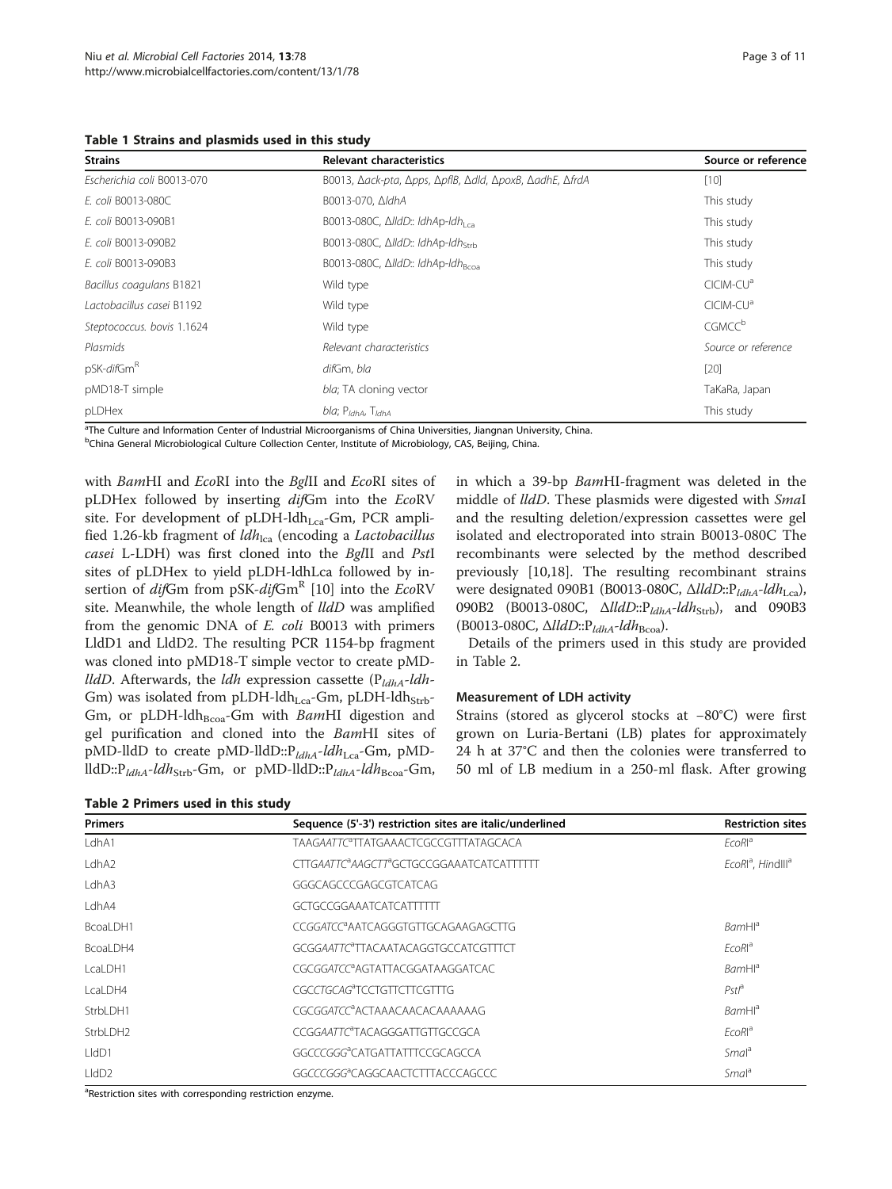**Table 1 Strains and plasmids used in this study**

| Strains | Relevant characteristics | Source or reference |
|---|---|---|
| *Escherichia coli* B0013-070 | B0013, Δ*ack-pta*, Δ*pps*, Δ*pflB*, Δ*dld*, Δ*poxB*, Δ*adhE*, Δ*frdA* | [10] |
| *E. coli* B0013-080C | B0013-070, Δ*ldhA* | This study |
| *E. coli* B0013-090B1 | B0013-080C, Δ*lldD*:: *ldhAp-ldh*$_{Lca}$ | This study |
| *E. coli* B0013-090B2 | B0013-080C, Δ*lldD*:: *ldhAp-ldh*$_{Strb}$ | This study |
| *E. coli* B0013-090B3 | B0013-080C, Δ*lldD*:: *ldhAp-ldh*$_{Bcoa}$ | This study |
| *Bacillus coagulans* B1821 | Wild type | CICIM-CU[a] |
| *Lactobacillus casei* B1192 | Wild type | CICIM-CU[a] |
| *Steptococcus. bovis* 1.1624 | Wild type | CGMCC[b] |
| *Plasmids* | *Relevant characteristics* | *Source or reference* |
| pSK-*dif*Gm[R] | *dif*Gm, *bla* | [20] |
| pMD18-T simple | *bla*; TA cloning vector | TaKaRa, Japan |
| pLDHex | *bla*; P$_{ldhA}$, T$_{ldhA}$ | This study |

[a]The Culture and Information Center of Industrial Microorganisms of China Universities, Jiangnan University, China.
[b]China General Microbiological Culture Collection Center, Institute of Microbiology, CAS, Beijing, China.

with *Bam*HI and *Eco*RI into the *Bgl*II and *Eco*RI sites of pLDHex followed by inserting *dif*Gm into the *Eco*RV site. For development of pLDH-ldh$_{Lca}$-Gm, PCR amplified 1.26-kb fragment of *ldh*$_{lca}$ (encoding a *Lactobacillus casei* L-LDH) was first cloned into the *Bgl*II and *Pst*I sites of pLDHex to yield pLDH-ldhLca followed by insertion of *dif*Gm from pSK-*dif*Gm[R] [10] into the *Eco*RV site. Meanwhile, the whole length of *lldD* was amplified from the genomic DNA of *E. coli* B0013 with primers LldD1 and LldD2. The resulting PCR 1154-bp fragment was cloned into pMD18-T simple vector to create pMD-*lldD*. Afterwards, the *ldh* expression cassette (P$_{ldhA}$-*ldh*-Gm) was isolated from pLDH-ldh$_{Lca}$-Gm, pLDH-ldh$_{Strb}$-Gm, or pLDH-ldh$_{Bcoa}$-Gm with *Bam*HI digestion and gel purification and cloned into the *Bam*HI sites of pMD-lldD to create pMD-lldD::P$_{ldhA}$-*ldh*$_{Lca}$-Gm, pMD-lldD::P$_{ldhA}$-*ldh*$_{Strb}$-Gm, or pMD-lldD::P$_{ldhA}$-*ldh*$_{Bcoa}$-Gm, in which a 39-bp *Bam*HI-fragment was deleted in the middle of *lldD*. These plasmids were digested with *Sma*I and the resulting deletion/expression cassettes were gel isolated and electroporated into strain B0013-080C The recombinants were selected by the method described previously [10,18]. The resulting recombinant strains were designated 090B1 (B0013-080C, Δ*lldD*::P$_{ldhA}$-*ldh*$_{Lca}$), 090B2 (B0013-080C, Δ*lldD*::P$_{ldhA}$-*ldh*$_{Strb}$), and 090B3 (B0013-080C, Δ*lldD*::P$_{ldhA}$-*ldh*$_{Bcoa}$).

Details of the primers used in this study are provided in Table 2.

### Measurement of LDH activity

Strains (stored as glycerol stocks at −80°C) were first grown on Luria-Bertani (LB) plates for approximately 24 h at 37°C and then the colonies were transferred to 50 ml of LB medium in a 250-ml flask. After growing

**Table 2 Primers used in this study**

| Primers | Sequence (5'-3') restriction sites are italic/underlined | Restriction sites |
|---|---|---|
| LdhA1 | TAAG*AATTC*[a]TTATGAAACTCGCCGTTTATAGCACA | *Eco*RI[a] |
| LdhA2 | CTT*GAATTC*[a]*AAGCTT*[a]GCTGCCGGAAATCATCATTTTTT | *Eco*RI[a], *Hin*dIII[a] |
| LdhA3 | GGGCAGCCCGAGCGTCATCAG | |
| LdhA4 | GCTGCCGGAAATCATCATTTTTT | |
| BcoaLDH1 | CC*GGATCC*[a]AATCAGGGTGTTGCAGAAGAGCTTG | *Bam*HI[a] |
| BcoaLDH4 | GCG*GAATTC*[a]TTACAATACAGGTGCCATCGTTTCT | *Eco*RI[a] |
| LcaLDH1 | CGC*GGATCC*[a]AGTATTACGGATAAGGATCAC | *Bam*HI[a] |
| LcaLDH4 | CGC*CTGCAG*[a]TCCTGTTCTTCGTTTG | *Pst*I[a] |
| StrbLDH1 | CGC*GGATCC*[a]ACTAAACAACACAAAAAAG | *Bam*HI[a] |
| StrbLDH2 | CCG*GAATTC*[a]TACAGGGATTGTTGCCGCA | *Eco*RI[a] |
| LldD1 | GG*CCCGGG*[a]CATGATTATTTCCGCAGCCA | *Sma*I[a] |
| LldD2 | GG*CCCGGG*[a]CAGGCAACTCTTTACCCAGCCC | *Sma*I[a] |

[a]Restriction sites with corresponding restriction enzyme.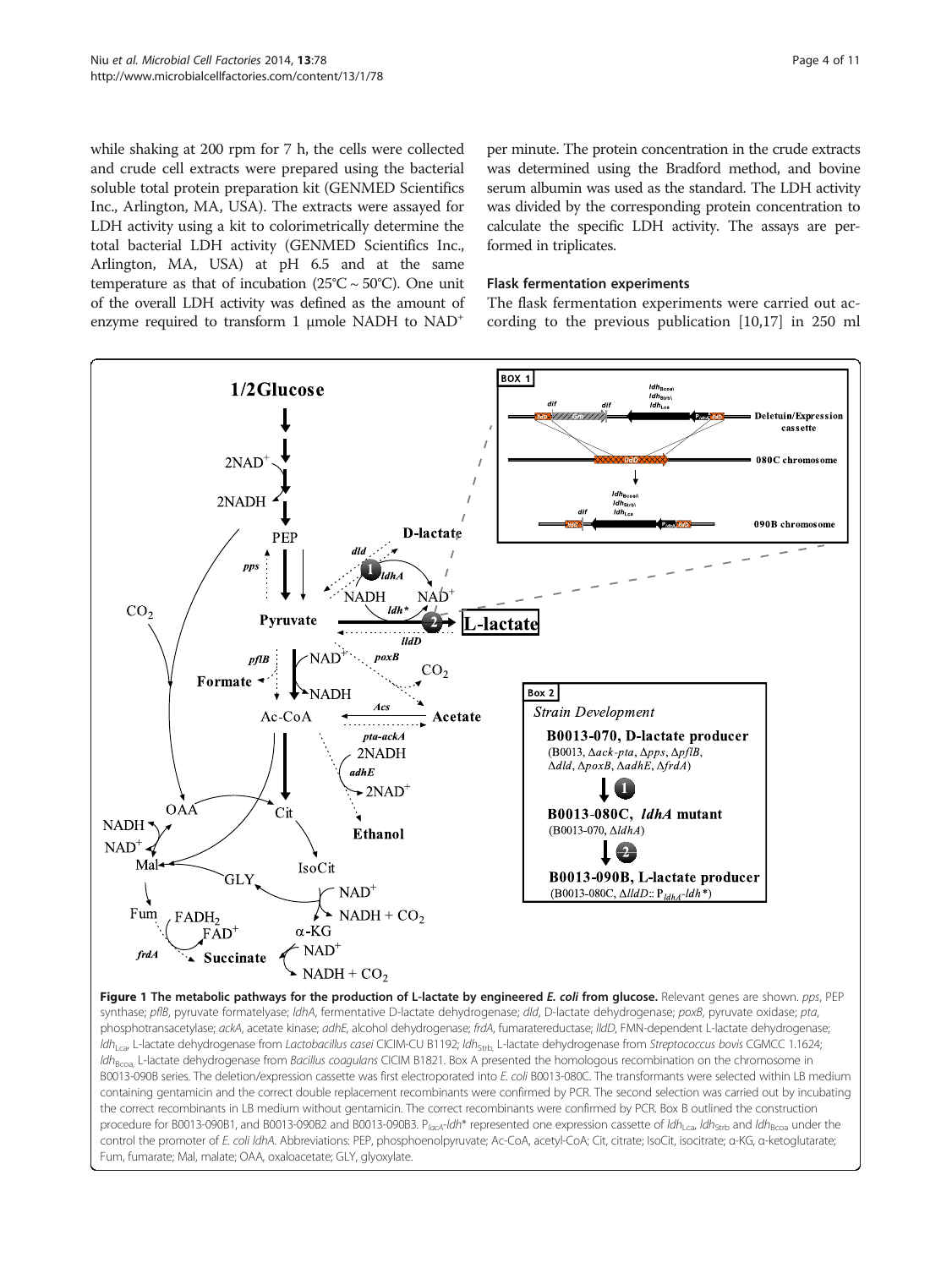while shaking at 200 rpm for 7 h, the cells were collected and crude cell extracts were prepared using the bacterial soluble total protein preparation kit (GENMED Scientifics Inc., Arlington, MA, USA). The extracts were assayed for LDH activity using a kit to colorimetrically determine the total bacterial LDH activity (GENMED Scientifics Inc., Arlington, MA, USA) at pH 6.5 and at the same temperature as that of incubation (25°C ~ 50°C). One unit of the overall LDH activity was defined as the amount of enzyme required to transform 1 μmole NADH to $NAD^+$ per minute. The protein concentration in the crude extracts was determined using the Bradford method, and bovine serum albumin was used as the standard. The LDH activity was divided by the corresponding protein concentration to calculate the specific LDH activity. The assays are performed in triplicates.

### Flask fermentation experiments

The flask fermentation experiments were carried out according to the previous publication [10,17] in 250 ml

**Figure 1 The metabolic pathways for the production of L-lactate by engineered *E. coli* from glucose.** Relevant genes are shown. *pps*, PEP synthase; *pflB*, pyruvate formatelyase; *ldhA*, fermentative D-lactate dehydrogenase; *dld*, D-lactate dehydrogenase; *poxB*, pyruvate oxidase; *pta*, phosphotransacetylase; *ackA*, acetate kinase; *adhE*, alcohol dehydrogenase; *frdA*, fumaratereductase; *lldD*, FMN-dependent L-lactate dehydrogenase; $ldh_{Lca}$, L-lactate dehydrogenase from *Lactobacillus casei* CICIM-CU B1192; $ldh_{Strb}$, L-lactate dehydrogenase from *Streptococcus bovis* CGMCC 1.1624; $ldh_{Bcoa}$, L-lactate dehydrogenase from *Bacillus coagulans* CICIM B1821. Box A presented the homologous recombination on the chromosome in B0013-090B series. The deletion/expression cassette was first electroporated into *E. coli* B0013-080C. The transformants were selected within LB medium containing gentamicin and the correct double replacement recombinants were confirmed by PCR. The second selection was carried out by incubating the correct recombinants in LB medium without gentamicin. The correct recombinants were confirmed by PCR. Box B outlined the construction procedure for B0013-090B1, and B0013-090B2 and B0013-090B3. $P_{ldhA}$-*ldh*\* represented one expression cassette of $ldh_{Lca}$, $ldh_{Strb}$ and $ldh_{Bcoa}$ under the control the promoter of *E. coli ldhA*. Abbreviations: PEP, phosphoenolpyruvate; Ac-CoA, acetyl-CoA; Cit, citrate; IsoCit, isocitrate; α-KG, α-ketoglutarate; Fum, fumarate; Mal, malate; OAA, oxaloacetate; GLY, glyoxylate.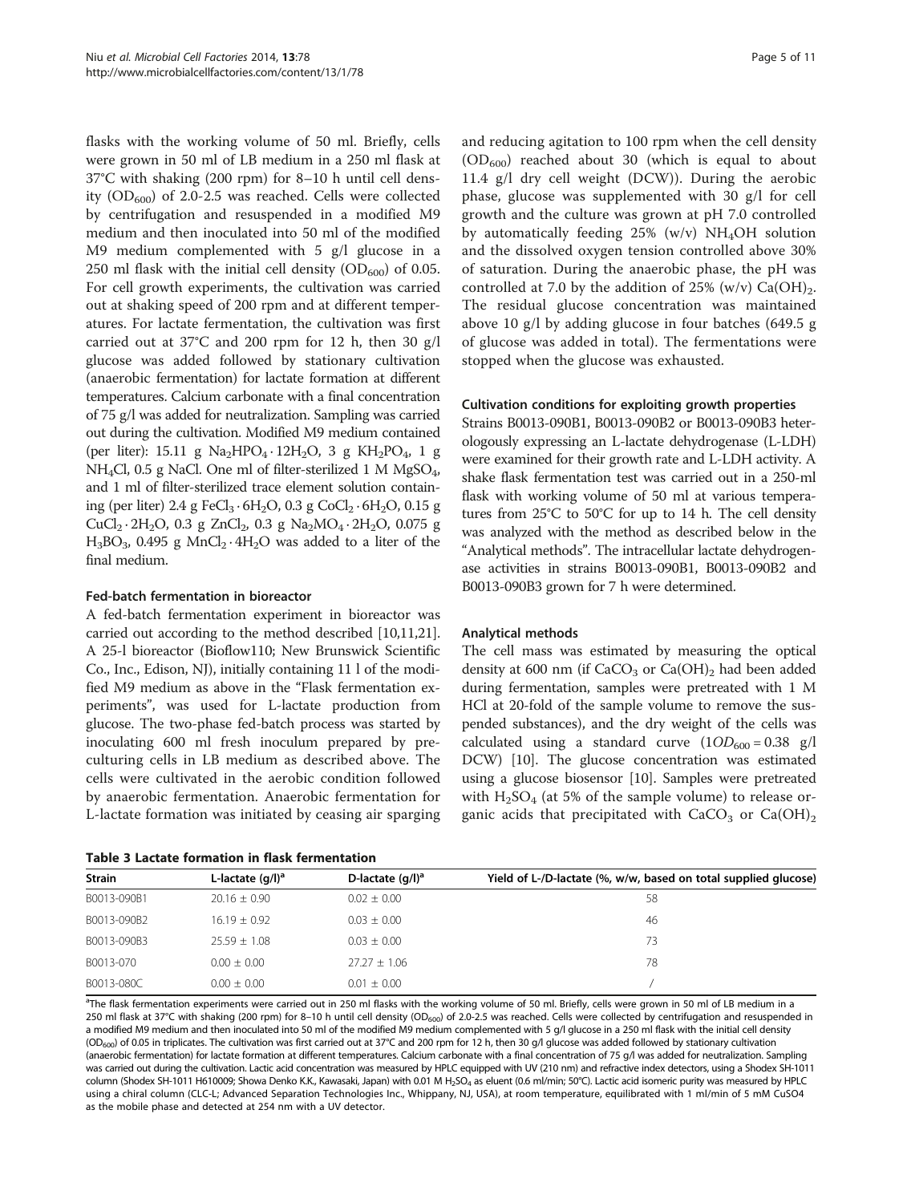flasks with the working volume of 50 ml. Briefly, cells were grown in 50 ml of LB medium in a 250 ml flask at 37°C with shaking (200 rpm) for 8–10 h until cell density ($OD_{600}$) of 2.0-2.5 was reached. Cells were collected by centrifugation and resuspended in a modified M9 medium and then inoculated into 50 ml of the modified M9 medium complemented with 5 g/l glucose in a 250 ml flask with the initial cell density ($OD_{600}$) of 0.05. For cell growth experiments, the cultivation was carried out at shaking speed of 200 rpm and at different temperatures. For lactate fermentation, the cultivation was first carried out at 37°C and 200 rpm for 12 h, then 30 g/l glucose was added followed by stationary cultivation (anaerobic fermentation) for lactate formation at different temperatures. Calcium carbonate with a final concentration of 75 g/l was added for neutralization. Sampling was carried out during the cultivation. Modified M9 medium contained (per liter): 15.11 g $Na_2HPO_4 \cdot 12H_2O$, 3 g $KH_2PO_4$, 1 g $NH_4Cl$, 0.5 g NaCl. One ml of filter-sterilized 1 M $MgSO_4$, and 1 ml of filter-sterilized trace element solution containing (per liter) 2.4 g $FeCl_3 \cdot 6H_2O$, 0.3 g $CoCl_2 \cdot 6H_2O$, 0.15 g $CuCl_2 \cdot 2H_2O$, 0.3 g $ZnCl_2$, 0.3 g $Na_2MO_4 \cdot 2H_2O$, 0.075 g $H_3BO_3$, 0.495 g $MnCl_2 \cdot 4H_2O$ was added to a liter of the final medium.

### Fed-batch fermentation in bioreactor

A fed-batch fermentation experiment in bioreactor was carried out according to the method described [10,11,21]. A 25-l bioreactor (Bioflow110; New Brunswick Scientific Co., Inc., Edison, NJ), initially containing 11 l of the modified M9 medium as above in the "Flask fermentation experiments", was used for L-lactate production from glucose. The two-phase fed-batch process was started by inoculating 600 ml fresh inoculum prepared by preculturing cells in LB medium as described above. The cells were cultivated in the aerobic condition followed by anaerobic fermentation. Anaerobic fermentation for L-lactate formation was initiated by ceasing air sparging and reducing agitation to 100 rpm when the cell density ($OD_{600}$) reached about 30 (which is equal to about 11.4 g/l dry cell weight (DCW)). During the aerobic phase, glucose was supplemented with 30 g/l for cell growth and the culture was grown at pH 7.0 controlled by automatically feeding 25% (w/v) $NH_4OH$ solution and the dissolved oxygen tension controlled above 30% of saturation. During the anaerobic phase, the pH was controlled at 7.0 by the addition of 25% (w/v) $Ca(OH)_2$. The residual glucose concentration was maintained above 10 g/l by adding glucose in four batches (649.5 g of glucose was added in total). The fermentations were stopped when the glucose was exhausted.

### Cultivation conditions for exploiting growth properties

Strains B0013-090B1, B0013-090B2 or B0013-090B3 heterologously expressing an L-lactate dehydrogenase (L-LDH) were examined for their growth rate and L-LDH activity. A shake flask fermentation test was carried out in a 250-ml flask with working volume of 50 ml at various temperatures from 25°C to 50°C for up to 14 h. The cell density was analyzed with the method as described below in the "Analytical methods". The intracellular lactate dehydrogenase activities in strains B0013-090B1, B0013-090B2 and B0013-090B3 grown for 7 h were determined.

### Analytical methods

The cell mass was estimated by measuring the optical density at 600 nm (if $CaCO_3$ or $Ca(OH)_2$ had been added during fermentation, samples were pretreated with 1 M HCl at 20-fold of the sample volume to remove the suspended substances), and the dry weight of the cells was calculated using a standard curve ($1OD_{600} = 0.38$ g/l DCW) [10]. The glucose concentration was estimated using a glucose biosensor [10]. Samples were pretreated with $H_2SO_4$ (at 5% of the sample volume) to release organic acids that precipitated with $CaCO_3$ or $Ca(OH)_2$

**Table 3 Lactate formation in flask fermentation**

| Strain | L-lactate (g/l)[a] | D-lactate (g/l)[a] | Yield of L-/D-lactate (%, w/w, based on total supplied glucose) |
|---|---|---|---|
| B0013-090B1 | 20.16 ± 0.90 | 0.02 ± 0.00 | 58 |
| B0013-090B2 | 16.19 ± 0.92 | 0.03 ± 0.00 | 46 |
| B0013-090B3 | 25.59 ± 1.08 | 0.03 ± 0.00 | 73 |
| B0013-070 | 0.00 ± 0.00 | 27.27 ± 1.06 | 78 |
| B0013-080C | 0.00 ± 0.00 | 0.01 ± 0.00 | / |

[a]The flask fermentation experiments were carried out in 250 ml flasks with the working volume of 50 ml. Briefly, cells were grown in 50 ml of LB medium in a 250 ml flask at 37°C with shaking (200 rpm) for 8–10 h until cell density ($OD_{600}$) of 2.0-2.5 was reached. Cells were collected by centrifugation and resuspended in a modified M9 medium and then inoculated into 50 ml of the modified M9 medium complemented with 5 g/l glucose in a 250 ml flask with the initial cell density ($OD_{600}$) of 0.05 in triplicates. The cultivation was first carried out at 37°C and 200 rpm for 12 h, then 30 g/l glucose was added followed by stationary cultivation (anaerobic fermentation) for lactate formation at different temperatures. Calcium carbonate with a final concentration of 75 g/l was added for neutralization. Sampling was carried out during the cultivation. Lactic acid concentration was measured by HPLC equipped with UV (210 nm) and refractive index detectors, using a Shodex SH-1011 column (Shodex SH-1011 H610009; Showa Denko K.K., Kawasaki, Japan) with 0.01 M $H_2SO_4$ as eluent (0.6 ml/min; 50°C). Lactic acid isomeric purity was measured by HPLC using a chiral column (CLC-L; Advanced Separation Technologies Inc., Whippany, NJ, USA), at room temperature, equilibrated with 1 ml/min of 5 mM $CuSO_4$ as the mobile phase and detected at 254 nm with a UV detector.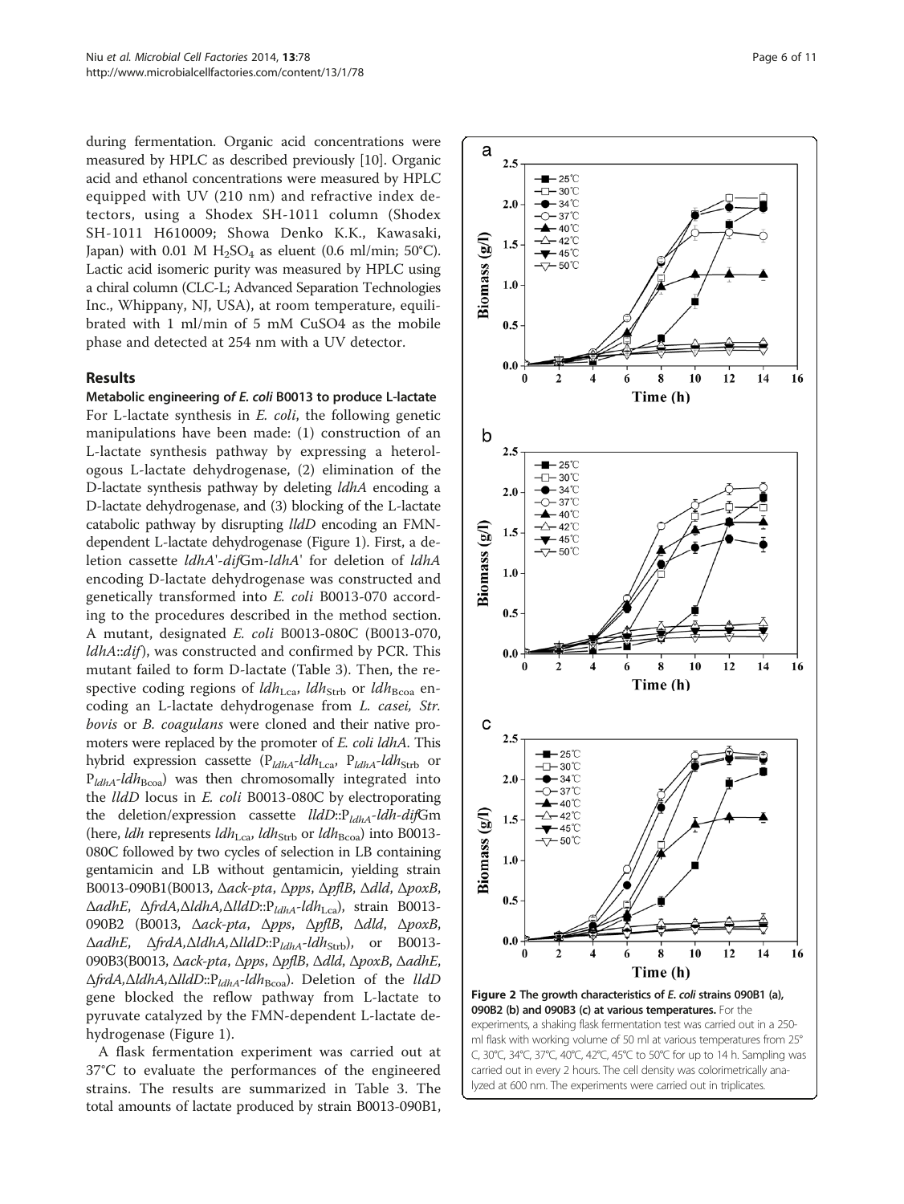during fermentation. Organic acid concentrations were measured by HPLC as described previously [10]. Organic acid and ethanol concentrations were measured by HPLC equipped with UV (210 nm) and refractive index detectors, using a Shodex SH-1011 column (Shodex SH-1011 H610009; Showa Denko K.K., Kawasaki, Japan) with 0.01 M $H_2SO_4$ as eluent (0.6 ml/min; 50°C). Lactic acid isomeric purity was measured by HPLC using a chiral column (CLC-L; Advanced Separation Technologies Inc., Whippany, NJ, USA), at room temperature, equilibrated with 1 ml/min of 5 mM CuSO4 as the mobile phase and detected at 254 nm with a UV detector.

## Results

### Metabolic engineering of *E. coli* B0013 to produce L-lactate

For L-lactate synthesis in *E. coli*, the following genetic manipulations have been made: (1) construction of an L-lactate synthesis pathway by expressing a heterologous L-lactate dehydrogenase, (2) elimination of the D-lactate synthesis pathway by deleting *ldhA* encoding a D-lactate dehydrogenase, and (3) blocking of the L-lactate catabolic pathway by disrupting *lldD* encoding an FMN-dependent L-lactate dehydrogenase (Figure 1). First, a deletion cassette *ldhA*'-*dif*Gm-*ldhA*' for deletion of *ldhA* encoding D-lactate dehydrogenase was constructed and genetically transformed into *E. coli* B0013-070 according to the procedures described in the method section. A mutant, designated *E. coli* B0013-080C (B0013-070, *ldhA*::*dif*), was constructed and confirmed by PCR. This mutant failed to form D-lactate (Table 3). Then, the respective coding regions of $ldh_{Lca}$, $ldh_{Strb}$ or $ldh_{Bcoa}$ encoding an L-lactate dehydrogenase from *L. casei, Str. bovis* or *B. coagulans* were cloned and their native promoters were replaced by the promoter of *E. coli ldhA*. This hybrid expression cassette ($P_{ldhA}$-$ldh_{Lca}$, $P_{ldhA}$-$ldh_{Strb}$ or $P_{ldhA}$-$ldh_{Bcoa}$) was then chromosomally integrated into the *lldD* locus in *E. coli* B0013-080C by electroporating the deletion/expression cassette *lldD*::$P_{ldhA}$-*ldh*-*dif*Gm (here, *ldh* represents $ldh_{Lca}$, $ldh_{Strb}$ or $ldh_{Bcoa}$) into B0013-080C followed by two cycles of selection in LB containing gentamicin and LB without gentamicin, yielding strain B0013-090B1(B0013, Δ*ack-pta*, Δ*pps*, Δ*pflB*, Δ*dld*, Δ*poxB*, Δ*adhE*, Δ*frdA*,Δ*ldhA*,Δ*lldD*::$P_{ldhA}$-$ldh_{Lca}$), strain B0013-090B2 (B0013, Δ*ack-pta*, Δ*pps*, Δ*pflB*, Δ*dld*, Δ*poxB*, Δ*adhE*, Δ*frdA*,Δ*ldhA*,Δ*lldD*::$P_{ldhA}$-$ldh_{Strb}$), or B0013-090B3(B0013, Δ*ack-pta*, Δ*pps*, Δ*pflB*, Δ*dld*, Δ*poxB*, Δ*adhE*, Δ*frdA*,Δ*ldhA*,Δ*lldD*::$P_{ldhA}$-$ldh_{Bcoa}$). Deletion of the *lldD* gene blocked the reflow pathway from L-lactate to pyruvate catalyzed by the FMN-dependent L-lactate dehydrogenase (Figure 1).

A flask fermentation experiment was carried out at 37°C to evaluate the performances of the engineered strains. The results are summarized in Table 3. The total amounts of lactate produced by strain B0013-090B1,

**Figure 2 The growth characteristics of *E. coli* strains 090B1 (a), 090B2 (b) and 090B3 (c) at various temperatures.** For the experiments, a shaking flask fermentation test was carried out in a 250-ml flask with working volume of 50 ml at various temperatures from 25°C, 30°C, 34°C, 37°C, 40°C, 42°C, 45°C to 50°C for up to 14 h. Sampling was carried out in every 2 hours. The cell density was colorimetrically analyzed at 600 nm. The experiments were carried out in triplicates.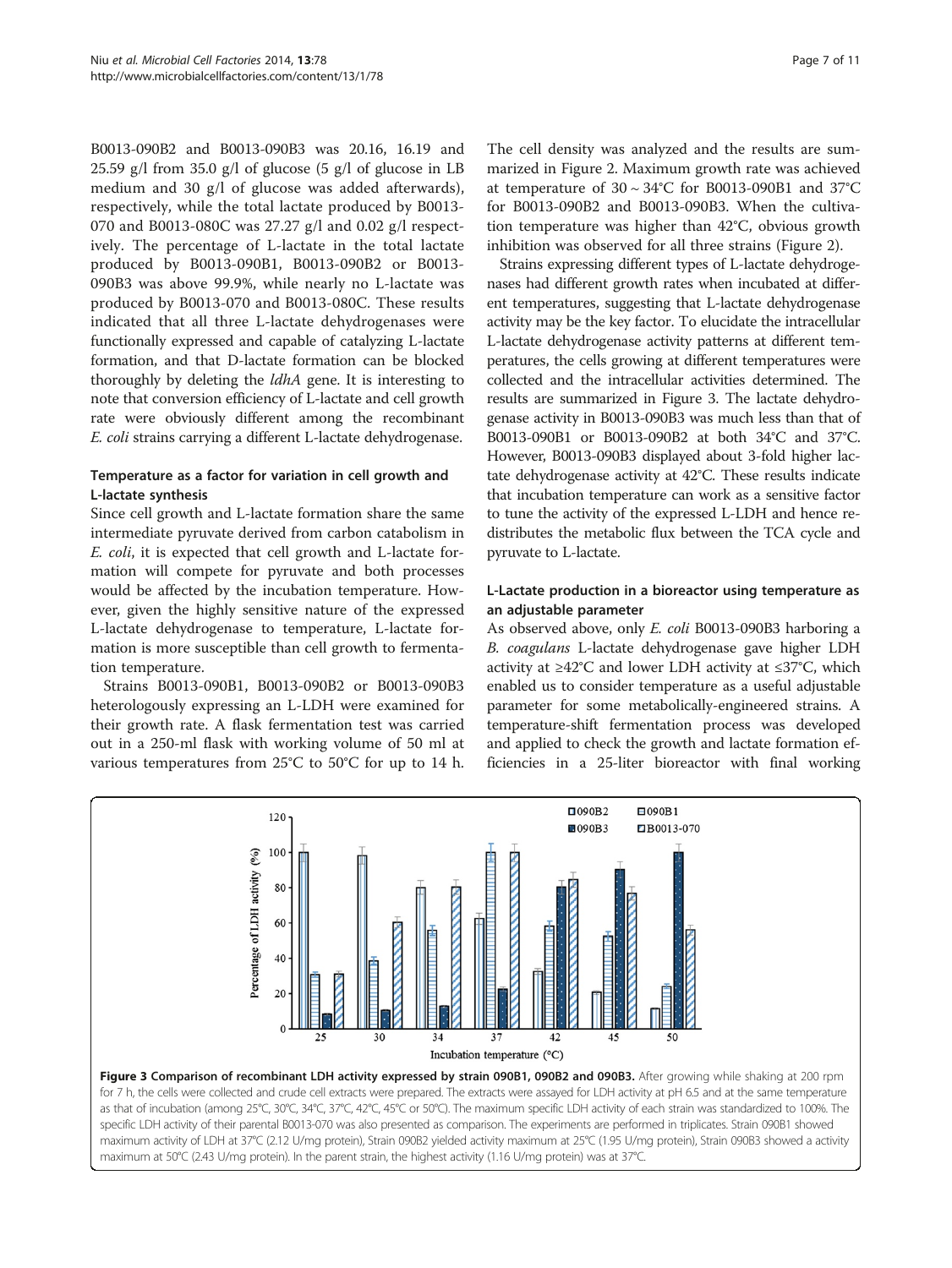B0013-090B2 and B0013-090B3 was 20.16, 16.19 and 25.59 g/l from 35.0 g/l of glucose (5 g/l of glucose in LB medium and 30 g/l of glucose was added afterwards), respectively, while the total lactate produced by B0013-070 and B0013-080C was 27.27 g/l and 0.02 g/l respectively. The percentage of L-lactate in the total lactate produced by B0013-090B1, B0013-090B2 or B0013-090B3 was above 99.9%, while nearly no L-lactate was produced by B0013-070 and B0013-080C. These results indicated that all three L-lactate dehydrogenases were functionally expressed and capable of catalyzing L-lactate formation, and that D-lactate formation can be blocked thoroughly by deleting the *ldhA* gene. It is interesting to note that conversion efficiency of L-lactate and cell growth rate were obviously different among the recombinant *E. coli* strains carrying a different L-lactate dehydrogenase.

### Temperature as a factor for variation in cell growth and L-lactate synthesis

Since cell growth and L-lactate formation share the same intermediate pyruvate derived from carbon catabolism in *E. coli*, it is expected that cell growth and L-lactate formation will compete for pyruvate and both processes would be affected by the incubation temperature. However, given the highly sensitive nature of the expressed L-lactate dehydrogenase to temperature, L-lactate formation is more susceptible than cell growth to fermentation temperature.

Strains B0013-090B1, B0013-090B2 or B0013-090B3 heterologously expressing an L-LDH were examined for their growth rate. A flask fermentation test was carried out in a 250-ml flask with working volume of 50 ml at various temperatures from 25°C to 50°C for up to 14 h. The cell density was analyzed and the results are summarized in Figure 2. Maximum growth rate was achieved at temperature of 30 ~ 34°C for B0013-090B1 and 37°C for B0013-090B2 and B0013-090B3. When the cultivation temperature was higher than 42°C, obvious growth inhibition was observed for all three strains (Figure 2).

Strains expressing different types of L-lactate dehydrogenases had different growth rates when incubated at different temperatures, suggesting that L-lactate dehydrogenase activity may be the key factor. To elucidate the intracellular L-lactate dehydrogenase activity patterns at different temperatures, the cells growing at different temperatures were collected and the intracellular activities determined. The results are summarized in Figure 3. The lactate dehydrogenase activity in B0013-090B3 was much less than that of B0013-090B1 or B0013-090B2 at both 34°C and 37°C. However, B0013-090B3 displayed about 3-fold higher lactate dehydrogenase activity at 42°C. These results indicate that incubation temperature can work as a sensitive factor to tune the activity of the expressed L-LDH and hence redistributes the metabolic flux between the TCA cycle and pyruvate to L-lactate.

### L-Lactate production in a bioreactor using temperature as an adjustable parameter

As observed above, only *E. coli* B0013-090B3 harboring a *B. coagulans* L-lactate dehydrogenase gave higher LDH activity at ≥42°C and lower LDH activity at ≤37°C, which enabled us to consider temperature as a useful adjustable parameter for some metabolically-engineered strains. A temperature-shift fermentation process was developed and applied to check the growth and lactate formation efficiencies in a 25-liter bioreactor with final working

**Figure 3 Comparison of recombinant LDH activity expressed by strain 090B1, 090B2 and 090B3.** After growing while shaking at 200 rpm for 7 h, the cells were collected and crude cell extracts were prepared. The extracts were assayed for LDH activity at pH 6.5 and at the same temperature as that of incubation (among 25°C, 30°C, 34°C, 37°C, 42°C, 45°C or 50°C). The maximum specific LDH activity of each strain was standardized to 100%. The specific LDH activity of their parental B0013-070 was also presented as comparison. The experiments are performed in triplicates. Strain 090B1 showed maximum activity of LDH at 37°C (2.12 U/mg protein), Strain 090B2 yielded activity maximum at 25°C (1.95 U/mg protein), Strain 090B3 showed a activity maximum at 50°C (2.43 U/mg protein). In the parent strain, the highest activity (1.16 U/mg protein) was at 37°C.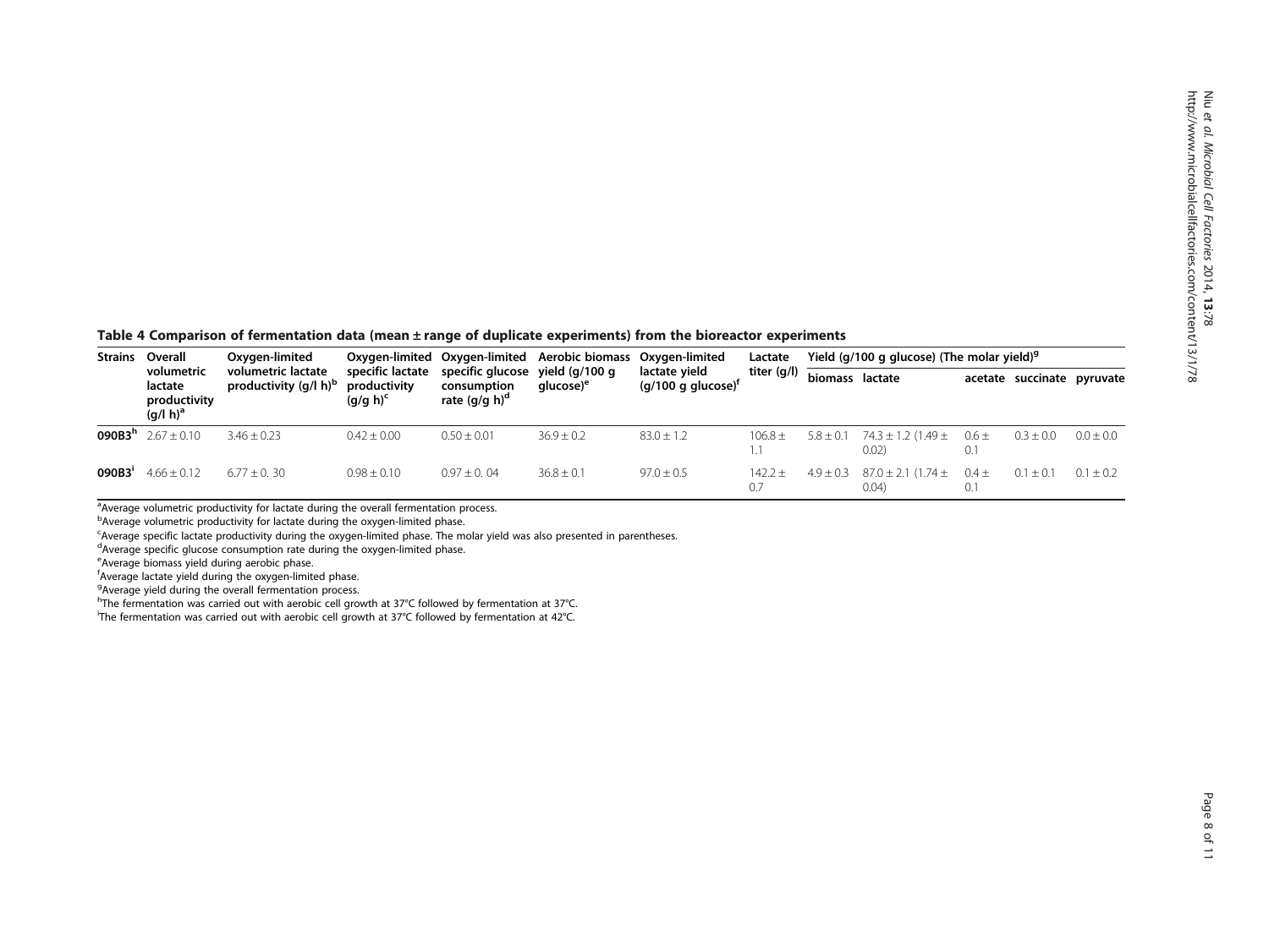**Table 4 Comparison of fermentation data (mean ± range of duplicate experiments) from the bioreactor experiments**

| Strains | Overall volumetric lactate productivity (g/l h)[a] | Oxygen-limited volumetric lactate productivity (g/l h)[b] | Oxygen-limited specific lactate productivity (g/g h)[c] | Oxygen-limited specific glucose consumption rate (g/g h)[d] | Aerobic biomass yield (g/100 g glucose)[e] | Oxygen-limited lactate yield (g/100 g glucose)[f] | Lactate titer (g/l) | Yield (g/100 g glucose) (The molar yield)[g] | | | | |
|---|---|---|---|---|---|---|---|---|---|---|---|---|
| | | | | | | | | biomass | lactate | acetate | succinate | pyruvate |
| **090B3**[h] | 2.67 ± 0.10 | 3.46 ± 0.23 | 0.42 ± 0.00 | 0.50 ± 0.01 | 36.9 ± 0.2 | 83.0 ± 1.2 | 106.8 ± 1.1 | 5.8 ± 0.1 | 74.3 ± 1.2 (1.49 ± 0.02) | 0.6 ± 0.1 | 0.3 ± 0.0 | 0.0 ± 0.0 |
| **090B3**[i] | 4.66 ± 0.12 | 6.77 ± 0. 30 | 0.98 ± 0.10 | 0.97 ± 0. 04 | 36.8 ± 0.1 | 97.0 ± 0.5 | 142.2 ± 0.7 | 4.9 ± 0.3 | 87.0 ± 2.1 (1.74 ± 0.04) | 0.4 ± 0.1 | 0.1 ± 0.1 | 0.1 ± 0.2 |

[a]Average volumetric productivity for lactate during the overall fermentation process.
[b]Average volumetric productivity for lactate during the oxygen-limited phase.
[c]Average specific lactate productivity during the oxygen-limited phase. The molar yield was also presented in parentheses.
[d]Average specific glucose consumption rate during the oxygen-limited phase.
[e]Average biomass yield during aerobic phase.
[f]Average lactate yield during the oxygen-limited phase.
[g]Average yield during the overall fermentation process.
[h]The fermentation was carried out with aerobic cell growth at 37°C followed by fermentation at 37°C.
[i]The fermentation was carried out with aerobic cell growth at 37°C followed by fermentation at 42°C.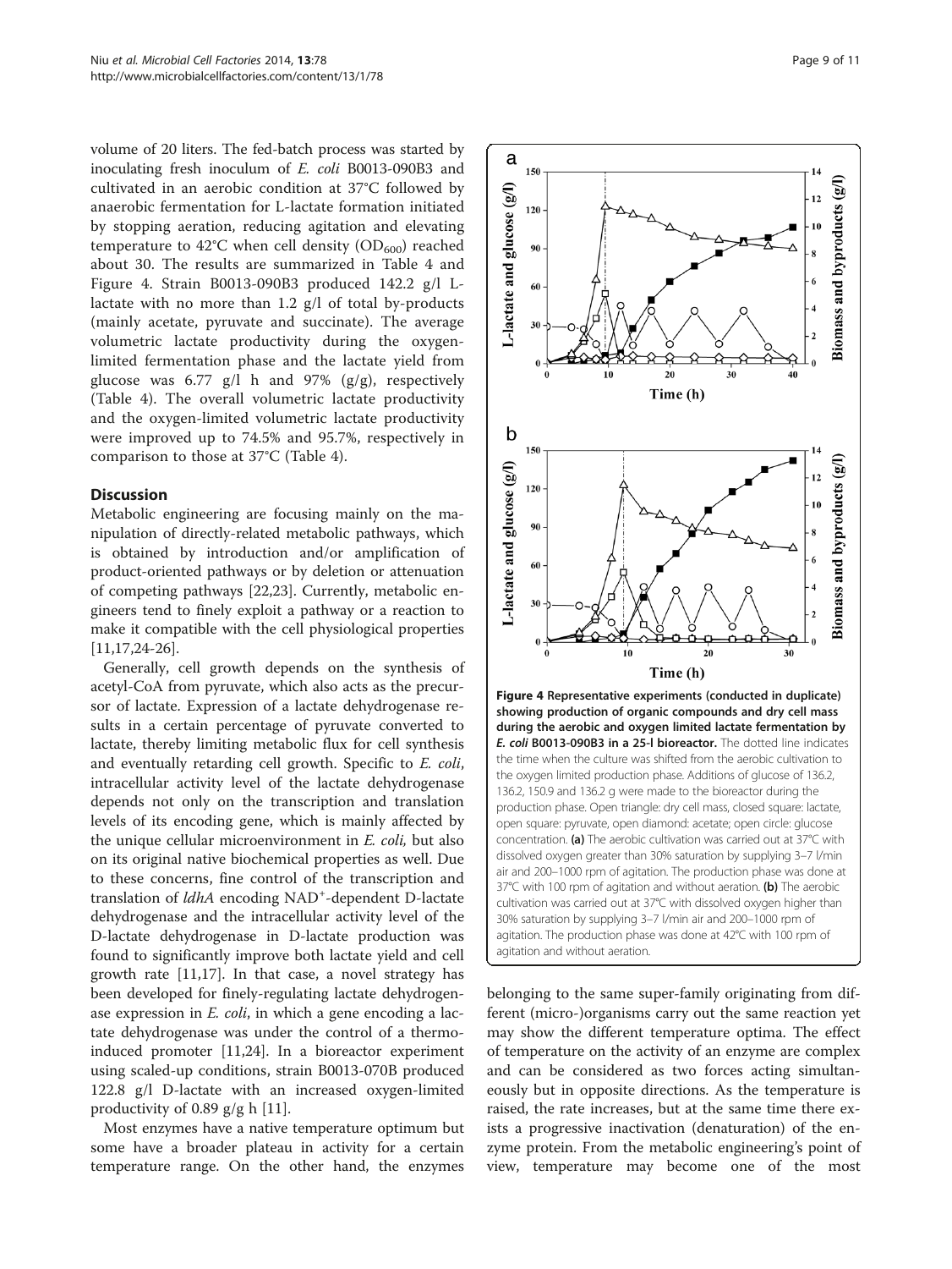volume of 20 liters. The fed-batch process was started by inoculating fresh inoculum of *E. coli* B0013-090B3 and cultivated in an aerobic condition at 37°C followed by anaerobic fermentation for L-lactate formation initiated by stopping aeration, reducing agitation and elevating temperature to 42°C when cell density ($OD_{600}$) reached about 30. The results are summarized in Table 4 and Figure 4. Strain B0013-090B3 produced 142.2 g/l L-lactate with no more than 1.2 g/l of total by-products (mainly acetate, pyruvate and succinate). The average volumetric lactate productivity during the oxygen-limited fermentation phase and the lactate yield from glucose was 6.77 g/l h and 97% (g/g), respectively (Table 4). The overall volumetric lactate productivity and the oxygen-limited volumetric lactate productivity were improved up to 74.5% and 95.7%, respectively in comparison to those at 37°C (Table 4).

## Discussion

Metabolic engineering are focusing mainly on the manipulation of directly-related metabolic pathways, which is obtained by introduction and/or amplification of product-oriented pathways or by deletion or attenuation of competing pathways [22,23]. Currently, metabolic engineers tend to finely exploit a pathway or a reaction to make it compatible with the cell physiological properties [11,17,24-26].

Generally, cell growth depends on the synthesis of acetyl-CoA from pyruvate, which also acts as the precursor of lactate. Expression of a lactate dehydrogenase results in a certain percentage of pyruvate converted to lactate, thereby limiting metabolic flux for cell synthesis and eventually retarding cell growth. Specific to *E. coli*, intracellular activity level of the lactate dehydrogenase depends not only on the transcription and translation levels of its encoding gene, which is mainly affected by the unique cellular microenvironment in *E. coli,* but also on its original native biochemical properties as well. Due to these concerns, fine control of the transcription and translation of *ldhA* encoding $NAD^+$-dependent D-lactate dehydrogenase and the intracellular activity level of the D-lactate dehydrogenase in D-lactate production was found to significantly improve both lactate yield and cell growth rate [11,17]. In that case, a novel strategy has been developed for finely-regulating lactate dehydrogenase expression in *E. coli*, in which a gene encoding a lactate dehydrogenase was under the control of a thermo-induced promoter [11,24]. In a bioreactor experiment using scaled-up conditions, strain B0013-070B produced 122.8 g/l D-lactate with an increased oxygen-limited productivity of 0.89 g/g h [11].

Most enzymes have a native temperature optimum but some have a broader plateau in activity for a certain temperature range. On the other hand, the enzymes belonging to the same super-family originating from different (micro-)organisms carry out the same reaction yet may show the different temperature optima. The effect of temperature on the activity of an enzyme are complex and can be considered as two forces acting simultaneously but in opposite directions. As the temperature is raised, the rate increases, but at the same time there exists a progressive inactivation (denaturation) of the enzyme protein. From the metabolic engineering's point of view, temperature may become one of the most

**Figure 4 Representative experiments (conducted in duplicate) showing production of organic compounds and dry cell mass during the aerobic and oxygen limited lactate fermentation by *E. coli* B0013-090B3 in a 25-l bioreactor.** The dotted line indicates the time when the culture was shifted from the aerobic cultivation to the oxygen limited production phase. Additions of glucose of 136.2, 136.2, 150.9 and 136.2 g were made to the bioreactor during the production phase. Open triangle: dry cell mass, closed square: lactate, open square: pyruvate, open diamond: acetate; open circle: glucose concentration. **(a)** The aerobic cultivation was carried out at 37°C with dissolved oxygen greater than 30% saturation by supplying 3–7 l/min air and 200–1000 rpm of agitation. The production phase was done at 37°C with 100 rpm of agitation and without aeration. **(b)** The aerobic cultivation was carried out at 37°C with dissolved oxygen higher than 30% saturation by supplying 3–7 l/min air and 200–1000 rpm of agitation. The production phase was done at 42°C with 100 rpm of agitation and without aeration.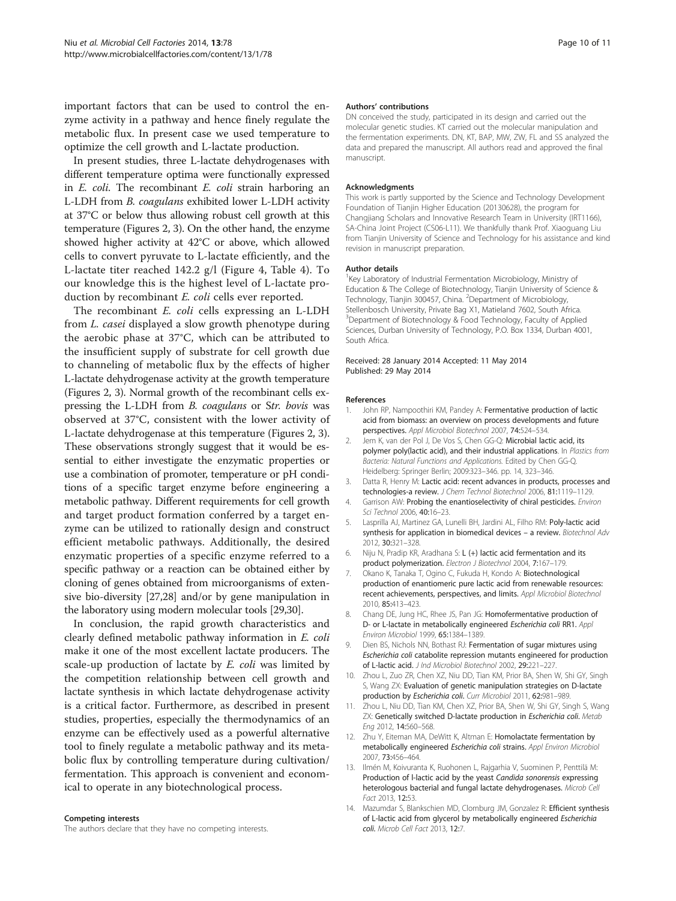important factors that can be used to control the enzyme activity in a pathway and hence finely regulate the metabolic flux. In present case we used temperature to optimize the cell growth and L-lactate production.

In present studies, three L-lactate dehydrogenases with different temperature optima were functionally expressed in *E. coli*. The recombinant *E. coli* strain harboring an L-LDH from *B. coagulans* exhibited lower L-LDH activity at 37°C or below thus allowing robust cell growth at this temperature (Figures 2, 3). On the other hand, the enzyme showed higher activity at 42°C or above, which allowed cells to convert pyruvate to L-lactate efficiently, and the L-lactate titer reached 142.2 g/l (Figure 4, Table 4). To our knowledge this is the highest level of L-lactate production by recombinant *E. coli* cells ever reported.

The recombinant *E. coli* cells expressing an L-LDH from *L. casei* displayed a slow growth phenotype during the aerobic phase at 37°C, which can be attributed to the insufficient supply of substrate for cell growth due to channeling of metabolic flux by the effects of higher L-lactate dehydrogenase activity at the growth temperature (Figures 2, 3). Normal growth of the recombinant cells expressing the L-LDH from *B. coagulans* or *Str. bovis* was observed at 37°C, consistent with the lower activity of L-lactate dehydrogenase at this temperature (Figures 2, 3). These observations strongly suggest that it would be essential to either investigate the enzymatic properties or use a combination of promoter, temperature or pH conditions of a specific target enzyme before engineering a metabolic pathway. Different requirements for cell growth and target product formation conferred by a target enzyme can be utilized to rationally design and construct efficient metabolic pathways. Additionally, the desired enzymatic properties of a specific enzyme referred to a specific pathway or a reaction can be obtained either by cloning of genes obtained from microorganisms of extensive bio-diversity [27,28] and/or by gene manipulation in the laboratory using modern molecular tools [29,30].

In conclusion, the rapid growth characteristics and clearly defined metabolic pathway information in *E. coli* make it one of the most excellent lactate producers. The scale-up production of lactate by *E. coli* was limited by the competition relationship between cell growth and lactate synthesis in which lactate dehydrogenase activity is a critical factor. Furthermore, as described in present studies, properties, especially the thermodynamics of an enzyme can be effectively used as a powerful alternative tool to finely regulate a metabolic pathway and its metabolic flux by controlling temperature during cultivation/fermentation. This approach is convenient and economical to operate in any biotechnological process.

#### Competing interests
The authors declare that they have no competing interests.

#### Authors' contributions
DN conceived the study, participated in its design and carried out the molecular genetic studies. KT carried out the molecular manipulation and the fermentation experiments. DN, KT, BAP, MW, ZW, FL and SS analyzed the data and prepared the manuscript. All authors read and approved the final manuscript.

#### Acknowledgments
This work is partly supported by the Science and Technology Development Foundation of Tianjin Higher Education (20130628), the program for Changjiang Scholars and Innovative Research Team in University (IRT1166), SA-China Joint Project (CS06-L11). We thankfully thank Prof. Xiaoguang Liu from Tianjin University of Science and Technology for his assistance and kind revision in manuscript preparation.

#### Author details
[1]Key Laboratory of Industrial Fermentation Microbiology, Ministry of Education & The College of Biotechnology, Tianjin University of Science & Technology, Tianjin 300457, China. [2]Department of Microbiology, Stellenbosch University, Private Bag X1, Matieland 7602, South Africa. [3]Department of Biotechnology & Food Technology, Faculty of Applied Sciences, Durban University of Technology, P.O. Box 1334, Durban 4001, South Africa.

Received: 28 January 2014 Accepted: 11 May 2014
Published: 29 May 2014

#### References
1. John RP, Nampoothiri KM, Pandey A: **Fermentative production of lactic acid from biomass: an overview on process developments and future perspectives.** *Appl Microbiol Biotechnol* 2007, **74:**524–534.
2. Jem K, van der Pol J, De Vos S, Chen GG-Q: **Microbial lactic acid, its polymer poly(lactic acid), and their industrial applications**. In *Plastics from Bacteria: Natural Functions and Applications*. Edited by Chen GG-Q. Heidelberg: Springer Berlin; 2009:323–346. pp. 14, 323–346.
3. Datta R, Henry M: **Lactic acid: recent advances in products, processes and technologies-a review.** *J Chem Technol Biotechnol* 2006, **81:**1119–1129.
4. Garrison AW: **Probing the enantioselectivity of chiral pesticides.** *Environ Sci Technol* 2006, **40:**16–23.
5. Lasprilla AJ, Martinez GA, Lunelli BH, Jardini AL, Filho RM: **Poly-lactic acid synthesis for application in biomedical devices – a review.** *Biotechnol Adv* 2012, **30:**321–328.
6. Niju N, Pradip KR, Aradhana S: **L (+) lactic acid fermentation and its product polymerization.** *Electron J Biotechnol* 2004, **7:**167–179.
7. Okano K, Tanaka T, Ogino C, Fukuda H, Kondo A: **Biotechnological production of enantiomeric pure lactic acid from renewable resources: recent achievements, perspectives, and limits.** *Appl Microbiol Biotechnol* 2010, **85:**413–423.
8. Chang DE, Jung HC, Rhee JS, Pan JG: **Homofermentative production of D- or L-lactate in metabolically engineered** ***Escherichia coli*** **RR1.** *Appl Environ Microbiol* 1999, **65:**1384–1389.
9. Dien BS, Nichols NN, Bothast RJ: **Fermentation of sugar mixtures using** ***Escherichia coli*** **catabolite repression mutants engineered for production of L-lactic acid.** *J Ind Microbiol Biotechnol* 2002, **29:**221–227.
10. Zhou L, Zuo ZR, Chen XZ, Niu DD, Tian KM, Prior BA, Shen W, Shi GY, Singh S, Wang ZX: **Evaluation of genetic manipulation strategies on D-lactate production by** ***Escherichia coli.*** *Curr Microbiol* 2011, **62:**981–989.
11. Zhou L, Niu DD, Tian KM, Chen XZ, Prior BA, Shen W, Shi GY, Singh S, Wang ZX: **Genetically switched D-lactate production in** ***Escherichia coli.*** *Metab Eng* 2012, **14:**560–568.
12. Zhu Y, Eiteman MA, DeWitt K, Altman E: **Homolactate fermentation by metabolically engineered** ***Escherichia coli*** **strains.** *Appl Environ Microbiol* 2007, **73:**456–464.
13. Ilmén M, Koivuranta K, Ruohonen L, Rajgarhia V, Suominen P, Penttilä M: **Production of l-lactic acid by the yeast** ***Candida sonorensis*** **expressing heterologous bacterial and fungal lactate dehydrogenases.** *Microb Cell Fact* 2013, **12:**53.
14. Mazumdar S, Blankschien MD, Clomburg JM, Gonzalez R: **Efficient synthesis of L-lactic acid from glycerol by metabolically engineered** ***Escherichia coli.*** *Microb Cell Fact* 2013, **12:**7.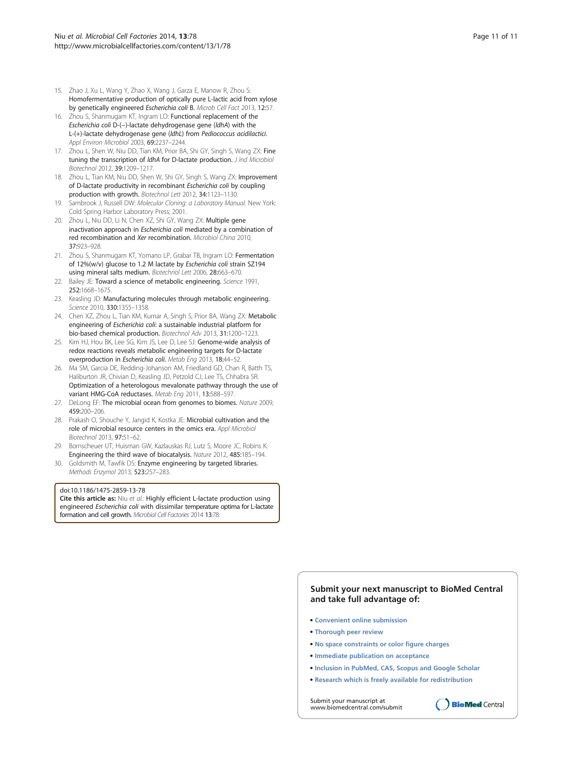15. Zhao J, Xu L, Wang Y, Zhao X, Wang J, Garza E, Manow R, Zhou S: **Homofermentative production of optically pure L-lactic acid from xylose by genetically engineered *Escherichia coli* B.** *Microb Cell Fact* 2013, **12:**57.
16. Zhou S, Shanmugam KT, Ingram LO: **Functional replacement of the *Escherichia coli* D-(−)-lactate dehydrogenase gene (*ldhA*) with the L-(+)-lactate dehydrogenase gene (*ldhL*) from *Pediococcus acidilactici*.** *Appl Environ Microbiol* 2003, **69:**2237–2244.
17. Zhou L, Shen W, Niu DD, Tian KM, Prior BA, Shi GY, Singh S, Wang ZX: **Fine tuning the transcription of *ldhA* for D-lactate production.** *J Ind Microbiol Biotechnol* 2012, **39:**1209–1217.
18. Zhou L, Tian KM, Niu DD, Shen W, Shi GY, Singh S, Wang ZX: **Improvement of D-lactate productivity in recombinant *Escherichia coli* by coupling production with growth.** *Biotechnol Lett* 2012, **34:**1123–1130.
19. Sambrook J, Russell DW: *Molecular Cloning: a Laboratory Manual.* New York: Cold Spring Harbor Laboratory Press; 2001.
20. Zhou L, Niu DD, Li N, Chen XZ, Shi GY, Wang ZX: **Multiple gene inactivation approach in *Escherichia coli* mediated by a combination of red recombination and *Xer* recombination.** *Microbiol China* 2010, **37:**923–928.
21. Zhou S, Shanmugam KT, Yomano LP, Grabar TB, Ingram LO: **Fermentation of 12%(w/v) glucose to 1.2 M lactate by *Escherichia coli* strain SZ194 using mineral salts medium.** *Biotechnol Lett* 2006, **28:**663–670.
22. Bailey JE: **Toward a science of metabolic engineering.** *Science* 1991, **252:**1668–1675.
23. Keasling JD: **Manufacturing molecules through metabolic engineering.** *Science* 2010, **330:**1355–1358.
24. Chen XZ, Zhou L, Tian KM, Kumar A, Singh S, Prior BA, Wang ZX: **Metabolic engineering of *Escherichia coli*: a sustainable industrial platform for bio-based chemical production.** *Biotechnol Adv* 2013, **31:**1200–1223.
25. Kim HJ, Hou BK, Lee SG, Kim JS, Lee D, Lee SJ: **Genome-wide analysis of redox reactions reveals metabolic engineering targets for D-lactate overproduction in *Escherichia coli*.** *Metab Eng* 2013, **18:**44–52.
26. Ma SM, Garcia DE, Redding-Johanson AM, Friedland GD, Chan R, Batth TS, Haliburton JR, Chivian D, Keasling JD, Petzold CJ, Lee TS, Chhabra SR: **Optimization of a heterologous mevalonate pathway through the use of variant HMG-CoA reductases.** *Metab Eng* 2011, **13:**588–597.
27. DeLong EF: **The microbial ocean from genomes to biomes.** *Nature* 2009, **459:**200–206.
28. Prakash O, Shouche Y, Jangid K, Kostka JE: **Microbial cultivation and the role of microbial resource centers in the omics era.** *Appl Microbiol Biotechnol* 2013, **97:**51–62.
29. Bornscheuer UT, Huisman GW, Kazlauskas RJ, Lutz S, Moore JC, Robins K: **Engineering the third wave of biocatalysis.** *Nature* 2012, **485:**185–194.
30. Goldsmith M, Tawfik DS: **Enzyme engineering by targeted libraries.** *Methods Enzymol* 2013, **523:**257–283.

doi:10.1186/1475-2859-13-78
**Cite this article as:** Niu *et al.*: Highly efficient L-lactate production using engineered *Escherichia coli* with dissimilar temperature optima for L-lactate formation and cell growth. *Microbial Cell Factories* 2014 **13**:78.

**Submit your next manuscript to BioMed Central and take full advantage of:**

- **Convenient online submission**
- **Thorough peer review**
- **No space constraints or color figure charges**
- **Immediate publication on acceptance**
- **Inclusion in PubMed, CAS, Scopus and Google Scholar**
- **Research which is freely available for redistribution**

Submit your manuscript at
www.biomedcentral.com/submit

BioMed Central